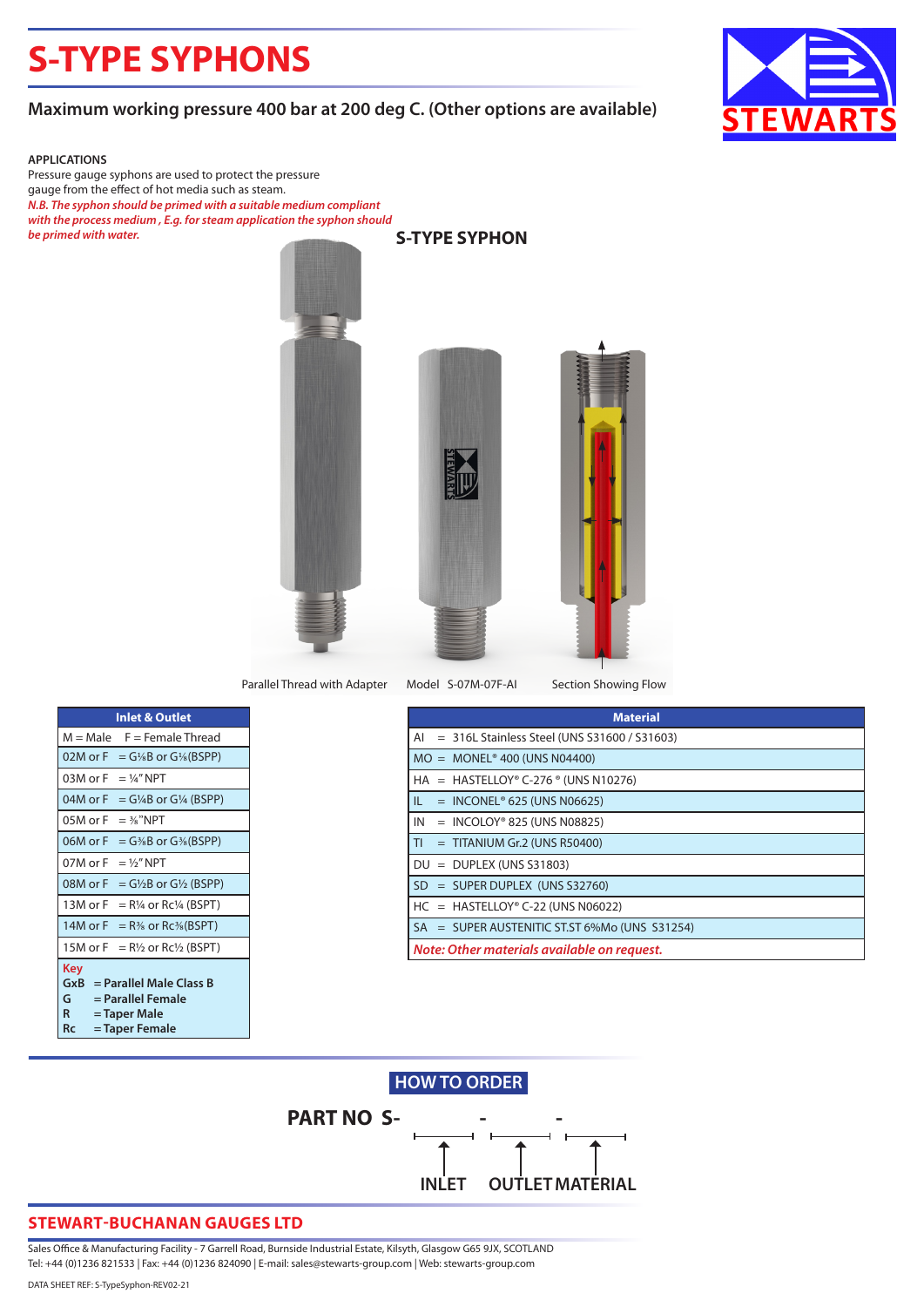# S-TYPE SYPHONS

## Maximum working pressure 400 bar at 200 deg C. (Other options are available)

STEWARTS

**APPLICATIONS**

Pressure gauge syphons are used to protect the pressure gauge from the effect of hot media such as steam.

*N.B. The syphon should be primed with a suitable medium compliant with the process medium , E.g. for steam application the syphon should be primed with water.*

**S-TYPE SYPHON**

Parallel Thread with Adapter    Model S-07M-07F-AI    Section Showing Flow

| Inlet & Outlet | |
|---|---|
| M = Male | F = Female Thread |
| 02M or F | = G⅛B or G⅛(BSPP) |
| 03M or F | = ¼" NPT |
| 04M or F | = G¼B or G¼ (BSPP) |
| 05M or F | = ⅜"NPT |
| 06M or F | = G⅜B or G⅜(BSPP) |
| 07M or F | = ½" NPT |
| 08M or F | = G½B or G½ (BSPP) |
| 13M or F | = R¼ or Rc¼ (BSPT) |
| 14M or F | = R⅜ or Rc⅜(BSPT) |
| 15M or F | = R½ or Rc½ (BSPT) |

**Key**
**GxB = Parallel Male Class B**
**G = Parallel Female**
**R = Taper Male**
**Rc = Taper Female**

| Material |
|---|
| AI = 316L Stainless Steel (UNS S31600 / S31603) |
| MO = MONEL® 400 (UNS N04400) |
| HA = HASTELLOY® C-276 ® (UNS N10276) |
| IL = INCONEL® 625 (UNS N06625) |
| IN = INCOLOY® 825 (UNS N08825) |
| TI = TITANIUM Gr.2 (UNS R50400) |
| DU = DUPLEX (UNS S31803) |
| SD = SUPER DUPLEX (UNS S32760) |
| HC = HASTELLOY® C-22 (UNS N06022) |
| SA = SUPER AUSTENITIC ST.ST 6%Mo (UNS S31254) |
| *Note: Other materials available on request.* |

## HOW TO ORDER

**PART NO S- \_\_\_\_ - \_\_\_\_ - \_\_\_\_**

**INLET    OUTLET    MATERIAL**

## STEWART-BUCHANAN GAUGES LTD

Sales Office & Manufacturing Facility - 7 Garrell Road, Burnside Industrial Estate, Kilsyth, Glasgow G65 9JX, SCOTLAND
Tel: +44 (0)1236 821533 | Fax: +44 (0)1236 824090 | E-mail: sales@stewarts-group.com | Web: stewarts-group.com

DATA SHEET REF: S-TypeSyphon-REV02-21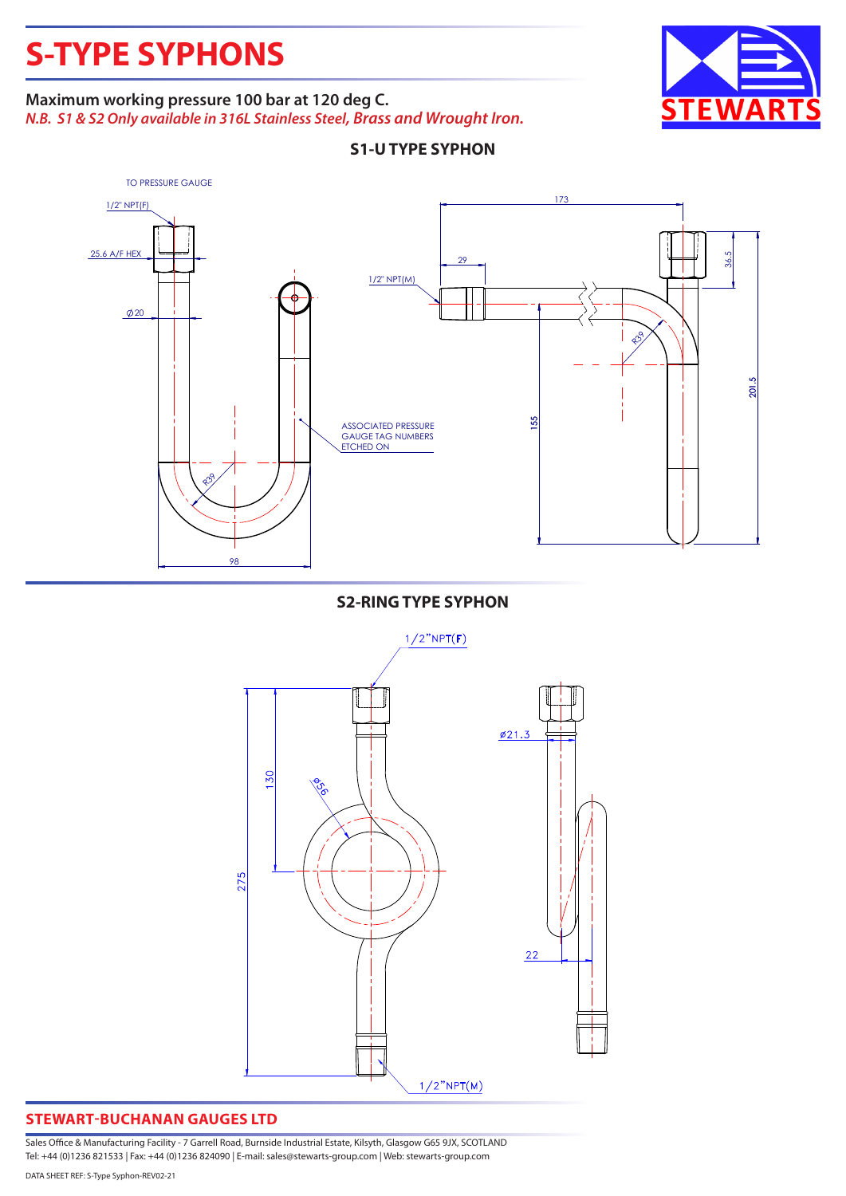# S-TYPE SYPHONS

**Maximum working pressure 100 bar at 120 deg C.**

***N.B. S1 & S2 Only available in 316L Stainless Steel, Brass and Wrought Iron.***

STEWARTS

## S1-U TYPE SYPHON

TO PRESSURE GAUGE

1/2" NPT(F)

25.6 A/F HEX

Ø20

R39

98

ASSOCIATED PRESSURE GAUGE TAG NUMBERS ETCHED ON

173

29

1/2" NPT(M)

36.5

R39

155

201.5

## S2-RING TYPE SYPHON

1/2"NPT(F)

130

Ø56

275

Ø21.3

22

1/2"NPT(M)

## STEWART-BUCHANAN GAUGES LTD

Sales Office & Manufacturing Facility - 7 Garrell Road, Burnside Industrial Estate, Kilsyth, Glasgow G65 9JX, SCOTLAND
Tel: +44 (0)1236 821533 | Fax: +44 (0)1236 824090 | E-mail: sales@stewarts-group.com | Web: stewarts-group.com

DATA SHEET REF: S-Type Syphon-REV02-21